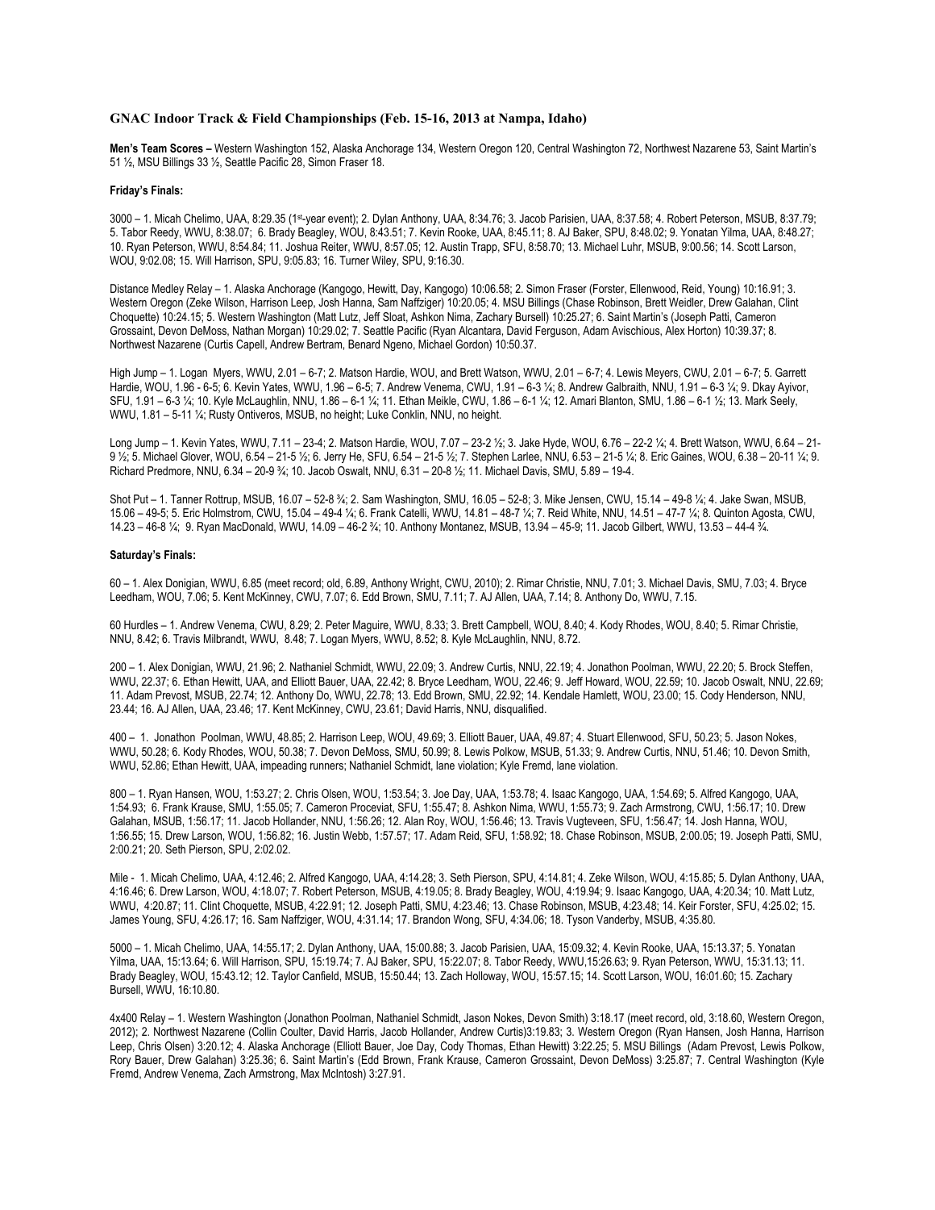### GNAC Indoor Track & Field Championships (Feb. 15-16, 2013 at Nampa, Idaho)

**Men's Team Scores –** Western Washington 152, Alaska Anchorage 134, Western Oregon 120, Central Washington 72, Northwest Nazarene 53, Saint Martin's 51 ½, MSU Billings 33 ½, Seattle Pacific 28, Simon Fraser 18.

**Friday's Finals:**

3000 – 1. Micah Chelimo, UAA, 8:29.35 (1st-year event); 2. Dylan Anthony, UAA, 8:34.76; 3. Jacob Parisien, UAA, 8:37.58; 4. Robert Peterson, MSUB, 8:37.79; 5. Tabor Reedy, WWU, 8:38.07; 6. Brady Beagley, WOU, 8:43.51; 7. Kevin Rooke, UAA, 8:45.11; 8. AJ Baker, SPU, 8:48.02; 9. Yonatan Yilma, UAA, 8:48.27; 10. Ryan Peterson, WWU, 8:54.84; 11. Joshua Reiter, WWU, 8:57.05; 12. Austin Trapp, SFU, 8:58.70; 13. Michael Luhr, MSUB, 9:00.56; 14. Scott Larson, WOU, 9:02.08; 15. Will Harrison, SPU, 9:05.83; 16. Turner Wiley, SPU, 9:16.30.

Distance Medley Relay – 1. Alaska Anchorage (Kangogo, Hewitt, Day, Kangogo) 10:06.58; 2. Simon Fraser (Forster, Ellenwood, Reid, Young) 10:16.91; 3. Western Oregon (Zeke Wilson, Harrison Leep, Josh Hanna, Sam Naffziger) 10:20.05; 4. MSU Billings (Chase Robinson, Brett Weidler, Drew Galahan, Clint Choquette) 10:24.15; 5. Western Washington (Matt Lutz, Jeff Sloat, Ashkon Nima, Zachary Bursell) 10:25.27; 6. Saint Martin's (Joseph Patti, Cameron Grossaint, Devon DeMoss, Nathan Morgan) 10:29.02; 7. Seattle Pacific (Ryan Alcantara, David Ferguson, Adam Avischious, Alex Horton) 10:39.37; 8. Northwest Nazarene (Curtis Capell, Andrew Bertram, Benard Ngeno, Michael Gordon) 10:50.37.

High Jump – 1. Logan Myers, WWU, 2.01 – 6-7; 2. Matson Hardie, WOU, and Brett Watson, WWU, 2.01 – 6-7; 4. Lewis Meyers, CWU, 2.01 – 6-7; 5. Garrett Hardie, WOU, 1.96 - 6-5; 6. Kevin Yates, WWU, 1.96 – 6-5; 7. Andrew Venema, CWU, 1.91 – 6-3 ¼; 8. Andrew Galbraith, NNU, 1.91 – 6-3 ¼; 9. Dkay Ayivor, SFU, 1.91 – 6-3 ¼; 10. Kyle McLaughlin, NNU, 1.86 – 6-1 ¼; 11. Ethan Meikle, CWU, 1.86 – 6-1 ¼; 12. Amari Blanton, SMU, 1.86 – 6-1 ½; 13. Mark Seely, WWU, 1.81 – 5-11 ¼; Rusty Ontiveros, MSUB, no height; Luke Conklin, NNU, no height.

Long Jump – 1. Kevin Yates, WWU, 7.11 – 23-4; 2. Matson Hardie, WOU, 7.07 – 23-2 ½; 3. Jake Hyde, WOU, 6.76 – 22-2 ¼; 4. Brett Watson, WWU, 6.64 – 21-9 ½; 5. Michael Glover, WOU, 6.54 – 21-5 ½; 6. Jerry He, SFU, 6.54 – 21-5 ½; 7. Stephen Larlee, NNU, 6.53 – 21-5 ¼; 8. Eric Gaines, WOU, 6.38 – 20-11 ¼; 9. Richard Predmore, NNU, 6.34 – 20-9 ¾; 10. Jacob Oswalt, NNU, 6.31 – 20-8 ½; 11. Michael Davis, SMU, 5.89 – 19-4.

Shot Put – 1. Tanner Rottrup, MSUB, 16.07 – 52-8 ¾; 2. Sam Washington, SMU, 16.05 – 52-8; 3. Mike Jensen, CWU, 15.14 – 49-8 ¼; 4. Jake Swan, MSUB, 15.06 – 49-5; 5. Eric Holmstrom, CWU, 15.04 – 49-4 ¼; 6. Frank Catelli, WWU, 14.81 – 48-7 ¼; 7. Reid White, NNU, 14.51 – 47-7 ¼; 8. Quinton Agosta, CWU, 14.23 – 46-8 ¼; 9. Ryan MacDonald, WWU, 14.09 – 46-2 ¾; 10. Anthony Montanez, MSUB, 13.94 – 45-9; 11. Jacob Gilbert, WWU, 13.53 – 44-4 ¾.

**Saturday's Finals:**

60 – 1. Alex Donigian, WWU, 6.85 (meet record; old, 6.89, Anthony Wright, CWU, 2010); 2. Rimar Christie, NNU, 7.01; 3. Michael Davis, SMU, 7.03; 4. Bryce Leedham, WOU, 7.06; 5. Kent McKinney, CWU, 7.07; 6. Edd Brown, SMU, 7.11; 7. AJ Allen, UAA, 7.14; 8. Anthony Do, WWU, 7.15.

60 Hurdles – 1. Andrew Venema, CWU, 8.29; 2. Peter Maguire, WWU, 8.33; 3. Brett Campbell, WOU, 8.40; 4. Kody Rhodes, WOU, 8.40; 5. Rimar Christie, NNU, 8.42; 6. Travis Milbrandt, WWU, 8.48; 7. Logan Myers, WWU, 8.52; 8. Kyle McLaughlin, NNU, 8.72.

200 – 1. Alex Donigian, WWU, 21.96; 2. Nathaniel Schmidt, WWU, 22.09; 3. Andrew Curtis, NNU, 22.19; 4. Jonathon Poolman, WWU, 22.20; 5. Brock Steffen, WWU, 22.37; 6. Ethan Hewitt, UAA, and Elliott Bauer, UAA, 22.42; 8. Bryce Leedham, WOU, 22.46; 9. Jeff Howard, WOU, 22.59; 10. Jacob Oswalt, NNU, 22.69; 11. Adam Prevost, MSUB, 22.74; 12. Anthony Do, WWU, 22.78; 13. Edd Brown, SMU, 22.92; 14. Kendale Hamlett, WOU, 23.00; 15. Cody Henderson, NNU, 23.44; 16. AJ Allen, UAA, 23.46; 17. Kent McKinney, CWU, 23.61; David Harris, NNU, disqualified.

400 – 1. Jonathon Poolman, WWU, 48.85; 2. Harrison Leep, WOU, 49.69; 3. Elliott Bauer, UAA, 49.87; 4. Stuart Ellenwood, SFU, 50.23; 5. Jason Nokes, WWU, 50.28; 6. Kody Rhodes, WOU, 50.38; 7. Devon DeMoss, SMU, 50.99; 8. Lewis Polkow, MSUB, 51.33; 9. Andrew Curtis, NNU, 51.46; 10. Devon Smith, WWU, 52.86; Ethan Hewitt, UAA, impeading runners; Nathaniel Schmidt, lane violation; Kyle Fremd, lane violation.

800 – 1. Ryan Hansen, WOU, 1:53.27; 2. Chris Olsen, WOU, 1:53.54; 3. Joe Day, UAA, 1:53.78; 4. Isaac Kangogo, UAA, 1:54.69; 5. Alfred Kangogo, UAA, 1:54.93; 6. Frank Krause, SMU, 1:55.05; 7. Cameron Proceviat, SFU, 1:55.47; 8. Ashkon Nima, WWU, 1:55.73; 9. Zach Armstrong, CWU, 1:56.17; 10. Drew Galahan, MSUB, 1:56.17; 11. Jacob Hollander, NNU, 1:56.26; 12. Alan Roy, WOU, 1:56.46; 13. Travis Vugteveen, SFU, 1:56.47; 14. Josh Hanna, WOU, 1:56.55; 15. Drew Larson, WOU, 1:56.82; 16. Justin Webb, 1:57.57; 17. Adam Reid, SFU, 1:58.92; 18. Chase Robinson, MSUB, 2:00.05; 19. Joseph Patti, SMU, 2:00.21; 20. Seth Pierson, SPU, 2:02.02.

Mile - 1. Micah Chelimo, UAA, 4:12.46; 2. Alfred Kangogo, UAA, 4:14.28; 3. Seth Pierson, SPU, 4:14.81; 4. Zeke Wilson, WOU, 4:15.85; 5. Dylan Anthony, UAA, 4:16.46; 6. Drew Larson, WOU, 4:18.07; 7. Robert Peterson, MSUB, 4:19.05; 8. Brady Beagley, WOU, 4:19.94; 9. Isaac Kangogo, UAA, 4:20.34; 10. Matt Lutz, WWU, 4:20.87; 11. Clint Choquette, MSUB, 4:22.91; 12. Joseph Patti, SMU, 4:23.46; 13. Chase Robinson, MSUB, 4:23.48; 14. Keir Forster, SFU, 4:25.02; 15. James Young, SFU, 4:26.17; 16. Sam Naffziger, WOU, 4:31.14; 17. Brandon Wong, SFU, 4:34.06; 18. Tyson Vanderby, MSUB, 4:35.80.

5000 – 1. Micah Chelimo, UAA, 14:55.17; 2. Dylan Anthony, UAA, 15:00.88; 3. Jacob Parisien, UAA, 15:09.32; 4. Kevin Rooke, UAA, 15:13.37; 5. Yonatan Yilma, UAA, 15:13.64; 6. Will Harrison, SPU, 15:19.74; 7. AJ Baker, SPU, 15:22.07; 8. Tabor Reedy, WWU,15:26.63; 9. Ryan Peterson, WWU, 15:31.13; 11. Brady Beagley, WOU, 15:43.12; 12. Taylor Canfield, MSUB, 15:50.44; 13. Zach Holloway, WOU, 15:57.15; 14. Scott Larson, WOU, 16:01.60; 15. Zachary Bursell, WWU, 16:10.80.

4x400 Relay – 1. Western Washington (Jonathon Poolman, Nathaniel Schmidt, Jason Nokes, Devon Smith) 3:18.17 (meet record, old, 3:18.60, Western Oregon, 2012); 2. Northwest Nazarene (Collin Coulter, David Harris, Jacob Hollander, Andrew Curtis)3:19.83; 3. Western Oregon (Ryan Hansen, Josh Hanna, Harrison Leep, Chris Olsen) 3:20.12; 4. Alaska Anchorage (Elliott Bauer, Joe Day, Cody Thomas, Ethan Hewitt) 3:22.25; 5. MSU Billings (Adam Prevost, Lewis Polkow, Rory Bauer, Drew Galahan) 3:25.36; 6. Saint Martin's (Edd Brown, Frank Krause, Cameron Grossaint, Devon DeMoss) 3:25.87; 7. Central Washington (Kyle Fremd, Andrew Venema, Zach Armstrong, Max McIntosh) 3:27.91.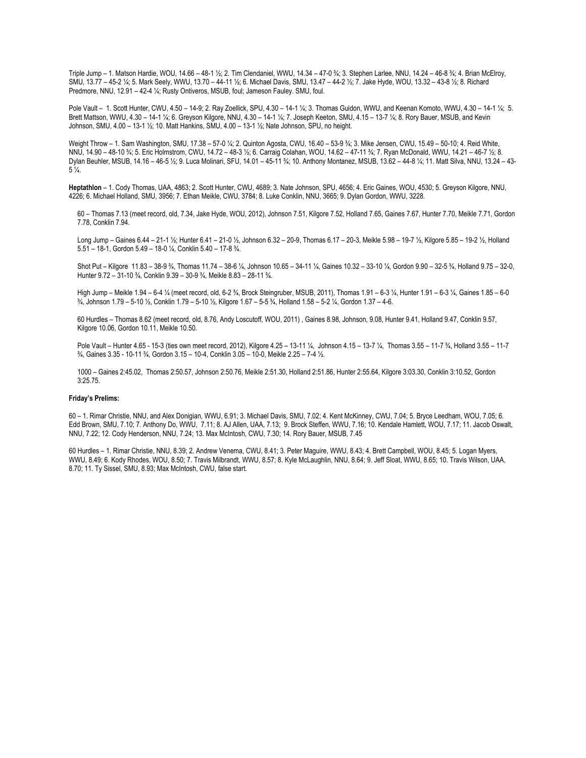Triple Jump – 1. Matson Hardie, WOU, 14.66 – 48-1 ½; 2. Tim Clendaniel, WWU, 14.34 – 47-0 ¾; 3. Stephen Larlee, NNU, 14.24 – 46-8 ¾; 4. Brian McElroy, SMU, 13.77 – 45-2 ¼; 5. Mark Seely, WWU, 13.70 – 44-11 ½; 6. Michael Davis, SMU, 13.47 – 44-2 ½; 7. Jake Hyde, WOU, 13.32 – 43-8 ½; 8. Richard Predmore, NNU, 12.91 – 42-4 ¼; Rusty Ontiveros, MSUB, foul; Jameson Fauley. SMU, foul.

Pole Vault – 1. Scott Hunter, CWU, 4.50 – 14-9; 2. Ray Zoellick, SPU, 4.30 – 14-1 ¼; 3. Thomas Guidon, WWU, and Keenan Komoto, WWU, 4.30 – 14-1 ¼; 5. Brett Mattson, WWU, 4.30 – 14-1 ¼; 6. Greyson Kilgore, NNU, 4.30 – 14-1 ¼; 7. Joseph Keeton, SMU, 4.15 – 13-7 ¼; 8. Rory Bauer, MSUB, and Kevin Johnson, SMU, 4.00 – 13-1 ½; 10. Matt Hankins, SMU, 4.00 – 13-1 ½; Nate Johnson, SPU, no height.

Weight Throw – 1. Sam Washington, SMU, 17.38 – 57-0 ¼; 2. Quinton Agosta, CWU, 16.40 – 53-9 ¾; 3. Mike Jensen, CWU, 15.49 – 50-10; 4. Reid White, NNU, 14.90 – 48-10 ¾; 5. Eric Holmstrom, CWU, 14.72 – 48-3 ½; 6. Carraig Colahan, WOU, 14.62 – 47-11 ¾; 7. Ryan McDonald, WWU, 14.21 – 46-7 ½; 8. Dylan Beuhler, MSUB, 14.16 – 46-5 ½; 9. Luca Molinari, SFU, 14.01 – 45-11 ¾; 10. Anthony Montanez, MSUB, 13.62 – 44-8 ¼; 11. Matt Silva, NNU, 13.24 – 43-5 ¼.

**Heptathlon** – 1. Cody Thomas, UAA, 4863; 2. Scott Hunter, CWU, 4689; 3. Nate Johnson, SPU, 4656; 4. Eric Gaines, WOU, 4530; 5. Greyson Kilgore, NNU, 4226; 6. Michael Holland, SMU, 3956; 7. Ethan Meikle, CWU, 3784; 8. Luke Conklin, NNU, 3665; 9. Dylan Gordon, WWU, 3228.

60 – Thomas 7.13 (meet record, old, 7.34, Jake Hyde, WOU, 2012), Johnson 7.51, Kilgore 7.52, Holland 7.65, Gaines 7.67, Hunter 7.70, Meikle 7.71, Gordon 7.78, Conklin 7.94.

Long Jump – Gaines 6.44 – 21-1 ½; Hunter 6.41 – 21-0 ½, Johnson 6.32 – 20-9, Thomas 6.17 – 20-3, Meikle 5.98 – 19-7 ½, Kilgore 5.85 – 19-2 ½, Holland 5.51 – 18-1, Gordon 5.49 – 18-0 ¼, Conklin 5.40 – 17-8 ¾.

Shot Put – Kilgore 11.83 – 38-9 ¾, Thomas 11.74 – 38-6 ¼, Johnson 10.65 – 34-11 ¼, Gaines 10.32 – 33-10 ¼, Gordon 9.90 – 32-5 ¾, Holland 9.75 – 32-0, Hunter 9.72 – 31-10 ¾, Conklin 9.39 – 30-9 ¾, Meikle 8.83 – 28-11 ¾.

High Jump – Meikle 1.94 – 6-4 ¼ (meet record, old, 6-2 ¾, Brock Steingruber, MSUB, 2011), Thomas 1.91 – 6-3 ¼, Hunter 1.91 – 6-3 ¼, Gaines 1.85 – 6-0 ¾, Johnson 1.79 – 5-10 ½, Conklin 1.79 – 5-10 ½, Kilgore 1.67 – 5-5 ¾, Holland 1.58 – 5-2 ¼, Gordon 1.37 – 4-6.

60 Hurdles – Thomas 8.62 (meet record, old, 8.76, Andy Loscutoff, WOU, 2011) , Gaines 8.98, Johnson, 9.08, Hunter 9.41, Holland 9.47, Conklin 9.57, Kilgore 10.06, Gordon 10.11, Meikle 10.50.

Pole Vault – Hunter 4.65 - 15-3 (ties own meet record, 2012), Kilgore 4.25 – 13-11 ¼, Johnson 4.15 – 13-7 ¼, Thomas 3.55 – 11-7 ¾, Holland 3.55 – 11-7 ¾, Gaines 3.35 - 10-11 ¾, Gordon 3.15 – 10-4, Conklin 3.05 – 10-0, Meikle 2.25 – 7-4 ½.

1000 – Gaines 2:45.02, Thomas 2:50.57, Johnson 2:50.76, Meikle 2:51.30, Holland 2:51.86, Hunter 2:55.64, Kilgore 3:03.30, Conklin 3:10.52, Gordon 3:25.75.

**Friday's Prelims:**

60 – 1. Rimar Christie, NNU, and Alex Donigian, WWU, 6.91; 3. Michael Davis, SMU, 7.02; 4. Kent McKinney, CWU, 7.04; 5. Bryce Leedham, WOU, 7.05; 6. Edd Brown, SMU, 7.10; 7. Anthony Do, WWU, 7.11; 8. AJ Allen, UAA, 7.13; 9. Brock Steffen, WWU, 7.16; 10. Kendale Hamlett, WOU, 7.17; 11. Jacob Oswalt, NNU, 7.22; 12. Cody Henderson, NNU, 7.24; 13. Max McIntosh, CWU, 7.30; 14. Rory Bauer, MSUB, 7.45

60 Hurdles – 1. Rimar Christie, NNU, 8.39; 2. Andrew Venema, CWU, 8.41; 3. Peter Maguire, WWU, 8.43; 4. Brett Campbell, WOU, 8.45; 5. Logan Myers, WWU, 8.49; 6. Kody Rhodes, WOU, 8.50; 7. Travis Milbrandt, WWU, 8.57; 8. Kyle McLaughlin, NNU, 8.64; 9. Jeff Sloat, WWU, 8.65; 10. Travis Wilson, UAA, 8.70; 11. Ty Sissel, SMU, 8.93; Max McIntosh, CWU, false start.